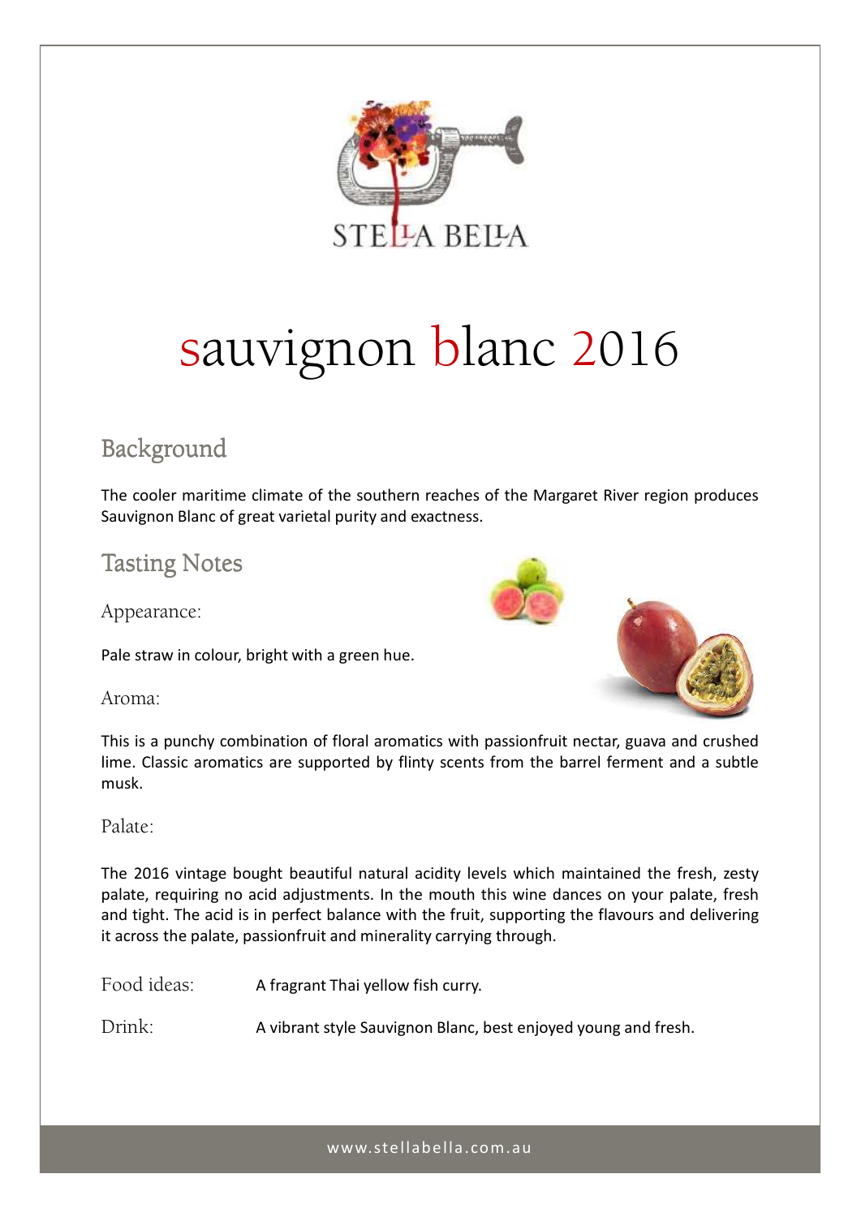STELLA BELLA

# sauvignon blanc 2016

## Background

The cooler maritime climate of the southern reaches of the Margaret River region produces Sauvignon Blanc of great varietal purity and exactness.

## Tasting Notes

### Appearance:

Pale straw in colour, bright with a green hue.

### Aroma:

This is a punchy combination of floral aromatics with passionfruit nectar, guava and crushed lime. Classic aromatics are supported by flinty scents from the barrel ferment and a subtle musk.

### Palate:

The 2016 vintage bought beautiful natural acidity levels which maintained the fresh, zesty palate, requiring no acid adjustments. In the mouth this wine dances on your palate, fresh and tight. The acid is in perfect balance with the fruit, supporting the flavours and delivering it across the palate, passionfruit and minerality carrying through.

Food ideas: A fragrant Thai yellow fish curry.

Drink: A vibrant style Sauvignon Blanc, best enjoyed young and fresh.

www.stellabella.com.au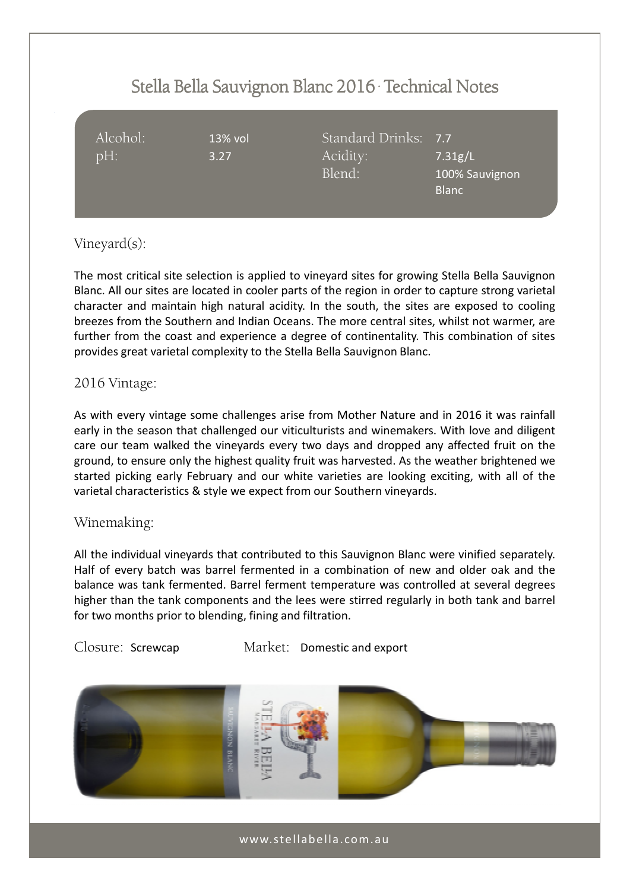# Stella Bella Sauvignon Blanc 2016 · Technical Notes

| | | | |
|---|---|---|---|
| Alcohol: | 13% vol | Standard Drinks: | 7.7 |
| pH: | 3.27 | Acidity: | 7.31g/L |
| | | Blend: | 100% Sauvignon Blanc |

## Vineyard(s):

The most critical site selection is applied to vineyard sites for growing Stella Bella Sauvignon Blanc. All our sites are located in cooler parts of the region in order to capture strong varietal character and maintain high natural acidity. In the south, the sites are exposed to cooling breezes from the Southern and Indian Oceans. The more central sites, whilst not warmer, are further from the coast and experience a degree of continentality. This combination of sites provides great varietal complexity to the Stella Bella Sauvignon Blanc.

## 2016 Vintage:

As with every vintage some challenges arise from Mother Nature and in 2016 it was rainfall early in the season that challenged our viticulturists and winemakers. With love and diligent care our team walked the vineyards every two days and dropped any affected fruit on the ground, to ensure only the highest quality fruit was harvested. As the weather brightened we started picking early February and our white varieties are looking exciting, with all of the varietal characteristics & style we expect from our Southern vineyards.

## Winemaking:

All the individual vineyards that contributed to this Sauvignon Blanc were vinified separately. Half of every batch was barrel fermented in a combination of new and older oak and the balance was tank fermented. Barrel ferment temperature was controlled at several degrees higher than the tank components and the lees were stirred regularly in both tank and barrel for two months prior to blending, fining and filtration.

Closure: Screwcap

Market: Domestic and export

www.stellabella.com.au